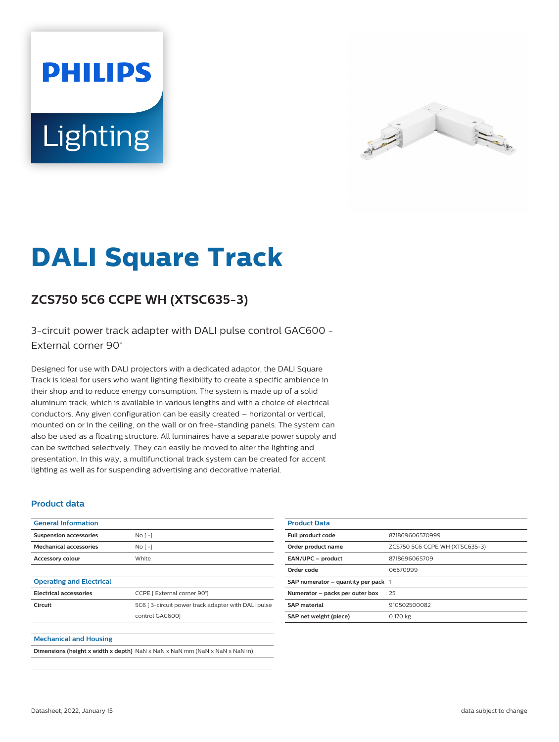PHILIPS

Lighting

# DALI Square Track

## ZCS750 5C6 CCPE WH (XTSC635-3)

3-circuit power track adapter with DALI pulse control GAC600 - External corner 90°

Designed for use with DALI projectors with a dedicated adaptor, the DALI Square Track is ideal for users who want lighting flexibility to create a specific ambience in their shop and to reduce energy consumption. The system is made up of a solid aluminum track, which is available in various lengths and with a choice of electrical conductors. Any given configuration can be easily created – horizontal or vertical, mounted on or in the ceiling, on the wall or on free-standing panels. The system can also be used as a floating structure. All luminaires have a separate power supply and can be switched selectively. They can easily be moved to alter the lighting and presentation. In this way, a multifunctional track system can be created for accent lighting as well as for suspending advertising and decorative material.

### Product data

| General Information | |
|---|---|
| **Suspension accessories** | No [ -] |
| **Mechanical accessories** | No [ -] |
| **Accessory colour** | White |

| Operating and Electrical | |
|---|---|
| **Electrical accessories** | CCPE [ External corner 90°] |
| **Circuit** | 5C6 [ 3-circuit power track adapter with DALI pulse control GAC600] |

| Mechanical and Housing | |
|---|---|
| **Dimensions (height x width x depth)** | NaN x NaN x NaN mm (NaN x NaN x NaN in) |

| Product Data | |
|---|---|
| **Full product code** | 871869606570999 |
| **Order product name** | ZCS750 5C6 CCPE WH (XTSC635-3) |
| **EAN/UPC – product** | 8718696065709 |
| **Order code** | 06570999 |
| **SAP numerator – quantity per pack** | 1 |
| **Numerator – packs per outer box** | 25 |
| **SAP material** | 910502500082 |
| **SAP net weight (piece)** | 0.170 kg |

Datasheet, 2022, January 15 data subject to change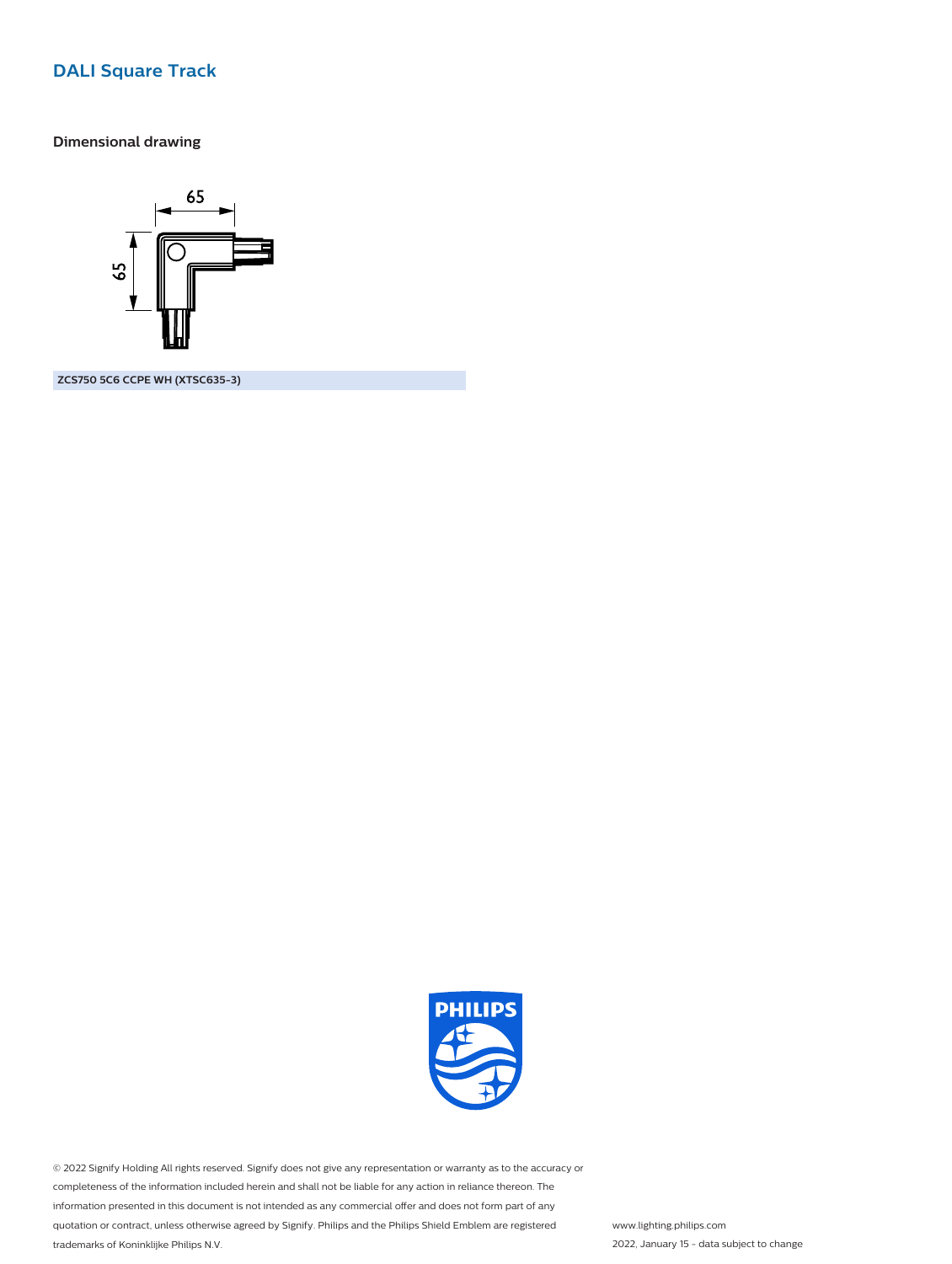## DALI Square Track

### Dimensional drawing

65

65

ZCS750 5C6 CCPE WH (XTSC635-3)

© 2022 Signify Holding All rights reserved. Signify does not give any representation or warranty as to the accuracy or completeness of the information included herein and shall not be liable for any action in reliance thereon. The information presented in this document is not intended as any commercial offer and does not form part of any quotation or contract, unless otherwise agreed by Signify. Philips and the Philips Shield Emblem are registered trademarks of Koninklijke Philips N.V.

www.lighting.philips.com

2022, January 15 - data subject to change